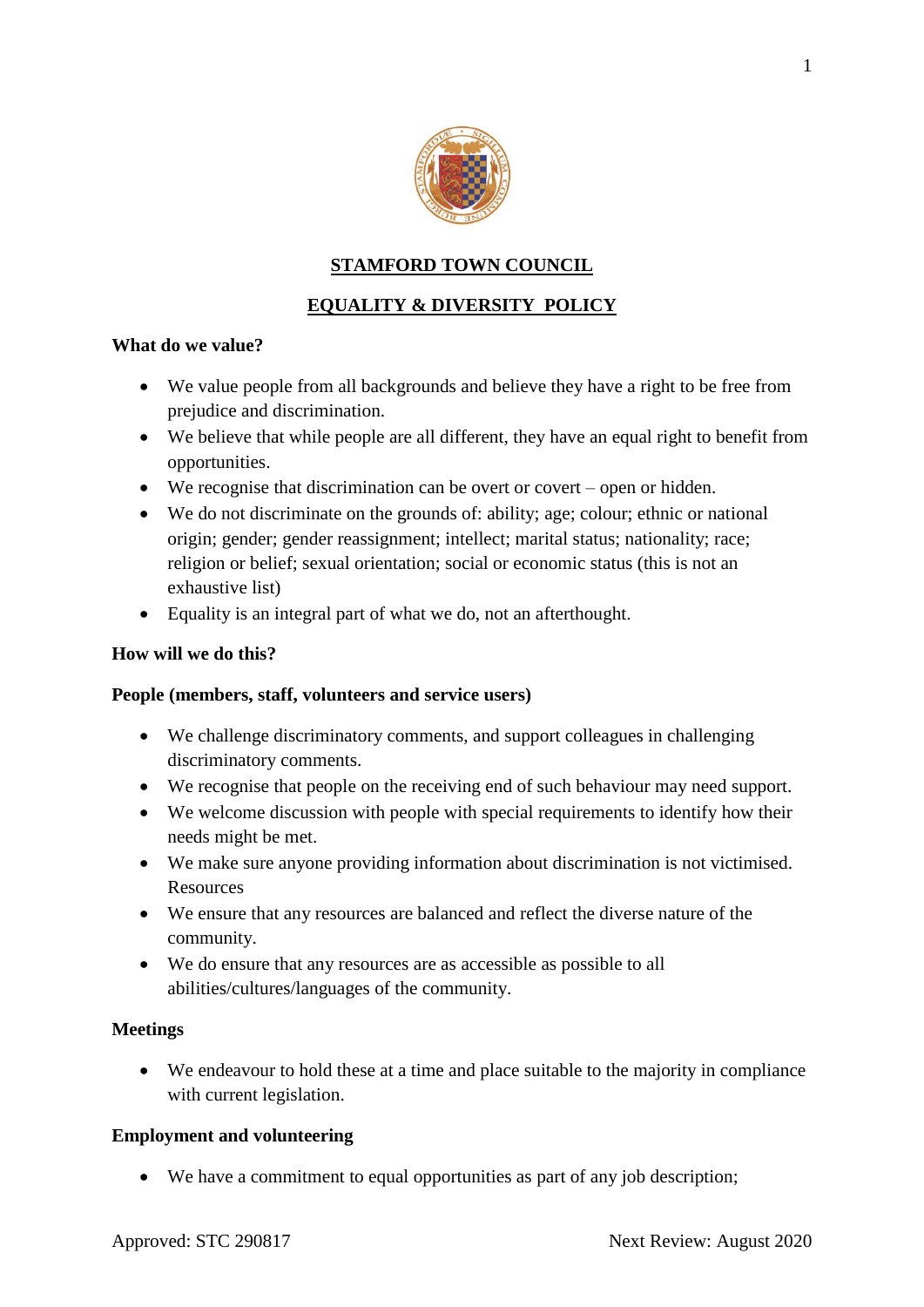# STAMFORD TOWN COUNCIL

## EQUALITY & DIVERSITY POLICY

**What do we value?**

- We value people from all backgrounds and believe they have a right to be free from prejudice and discrimination.
- We believe that while people are all different, they have an equal right to benefit from opportunities.
- We recognise that discrimination can be overt or covert – open or hidden.
- We do not discriminate on the grounds of: ability; age; colour; ethnic or national origin; gender; gender reassignment; intellect; marital status; nationality; race; religion or belief; sexual orientation; social or economic status (this is not an exhaustive list)
- Equality is an integral part of what we do, not an afterthought.

**How will we do this?**

**People (members, staff, volunteers and service users)**

- We challenge discriminatory comments, and support colleagues in challenging discriminatory comments.
- We recognise that people on the receiving end of such behaviour may need support.
- We welcome discussion with people with special requirements to identify how their needs might be met.
- We make sure anyone providing information about discrimination is not victimised. Resources
- We ensure that any resources are balanced and reflect the diverse nature of the community.
- We do ensure that any resources are as accessible as possible to all abilities/cultures/languages of the community.

**Meetings**

- We endeavour to hold these at a time and place suitable to the majority in compliance with current legislation.

**Employment and volunteering**

- We have a commitment to equal opportunities as part of any job description;

Approved: STC 290817 Next Review: August 2020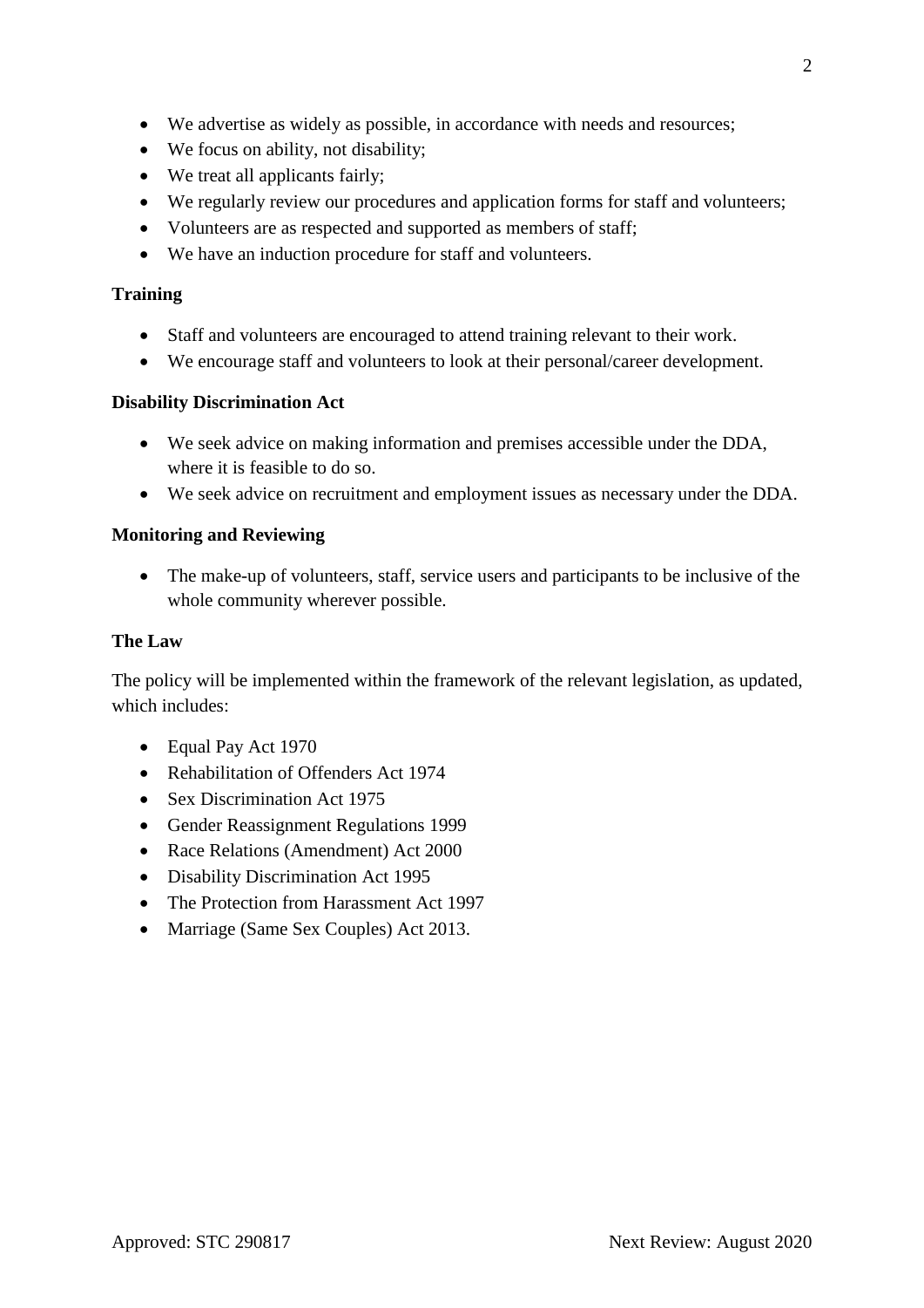- We advertise as widely as possible, in accordance with needs and resources;
- We focus on ability, not disability;
- We treat all applicants fairly;
- We regularly review our procedures and application forms for staff and volunteers;
- Volunteers are as respected and supported as members of staff;
- We have an induction procedure for staff and volunteers.

**Training**

- Staff and volunteers are encouraged to attend training relevant to their work.
- We encourage staff and volunteers to look at their personal/career development.

**Disability Discrimination Act**

- We seek advice on making information and premises accessible under the DDA, where it is feasible to do so.
- We seek advice on recruitment and employment issues as necessary under the DDA.

**Monitoring and Reviewing**

- The make-up of volunteers, staff, service users and participants to be inclusive of the whole community wherever possible.

**The Law**

The policy will be implemented within the framework of the relevant legislation, as updated, which includes:

- Equal Pay Act 1970
- Rehabilitation of Offenders Act 1974
- Sex Discrimination Act 1975
- Gender Reassignment Regulations 1999
- Race Relations (Amendment) Act 2000
- Disability Discrimination Act 1995
- The Protection from Harassment Act 1997
- Marriage (Same Sex Couples) Act 2013.

Approved: STC 290817 Next Review: August 2020